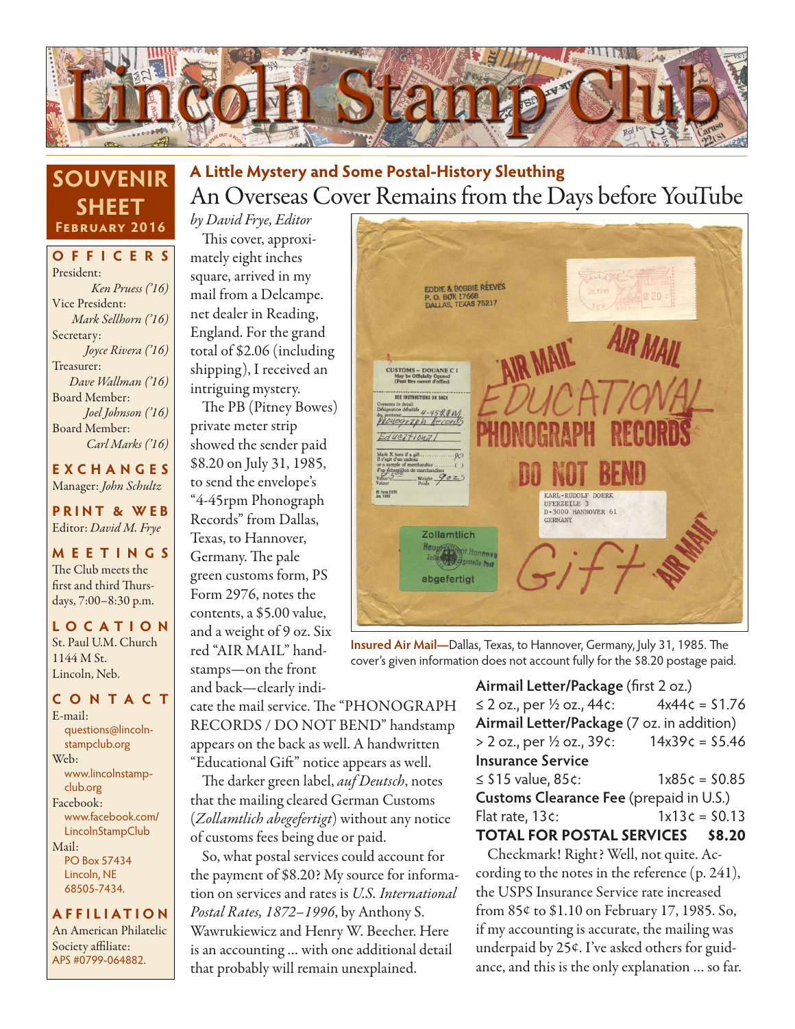# Lincoln Stamp Club

## SOUVENIR SHEET
**February 2016**

**OFFICERS**

President:
*Ken Pruess ('16)*
Vice President:
*Mark Sellhorn ('16)*
Secretary:
*Joyce Rivera ('16)*
Treasurer:
*Dave Wallman ('16)*
Board Member:
*Joel Johnson ('16)*
Board Member:
*Carl Marks ('16)*

**EXCHANGES**

Manager: *John Schultz*

**PRINT & WEB**

Editor: *David M. Frye*

**MEETINGS**

The Club meets the first and third Thursdays, 7:00–8:30 p.m.

**LOCATION**

St. Paul U.M. Church
1144 M St.
Lincoln, Neb.

**CONTACT**

E-mail:
questions@lincolnstampclub.org
Web:
www.lincolnstampclub.org
Facebook:
www.facebook.com/LincolnStampClub
Mail:
PO Box 57434
Lincoln, NE
68505-7434.

**AFFILIATION**

An American Philatelic Society affiliate:
APS #0799-064882.

### A Little Mystery and Some Postal-History Sleuthing

## An Overseas Cover Remains from the Days before YouTube

*by David Frye, Editor*

This cover, approximately eight inches square, arrived in my mail from a Delcampe.net dealer in Reading, England. For the grand total of $2.06 (including shipping), I received an intriguing mystery.

The PB (Pitney Bowes) private meter strip showed the sender paid $8.20 on July 31, 1985, to send the envelope's "4-45rpm Phonograph Records" from Dallas, Texas, to Hannover, Germany. The pale green customs form, PS Form 2976, notes the contents, a $5.00 value, and a weight of 9 oz. Six red "AIR MAIL" handstamps—on the front and back—clearly indicate the mail service. The "PHONOGRAPH RECORDS / DO NOT BEND" handstamp appears on the back as well. A handwritten "Educational Gift" notice appears as well.

The darker green label, *auf Deutsch*, notes that the mailing cleared German Customs (*Zollamtlich abegefertigt*) without any notice of customs fees being due or paid.

So, what postal services could account for the payment of $8.20? My source for information on services and rates is *U.S. International Postal Rates, 1872–1996*, by Anthony S. Wawrukiewicz and Henry W. Beecher. Here is an accounting ... with one additional detail that probably will remain unexplained.

**Insured Air Mail—**Dallas, Texas, to Hannover, Germany, July 31, 1985. The cover's given information does not account fully for the $8.20 postage paid.

| | |
|---|---|
| **Airmail Letter/Package** (first 2 oz.) | |
| ≤ 2 oz., per ½ oz., 44¢: | 4x44¢ = $1.76 |
| **Airmail Letter/Package** (7 oz. in addition) | |
| > 2 oz., per ½ oz., 39¢: | 14x39¢ = $5.46 |
| **Insurance Service** | |
| ≤ $15 value, 85¢: | 1x85¢ = $0.85 |
| **Customs Clearance Fee** (prepaid in U.S.) | |
| Flat rate, 13¢: | 1x13¢ = $0.13 |
| **TOTAL FOR POSTAL SERVICES** | **$8.20** |

Checkmark! Right? Well, not quite. According to the notes in the reference (p. 241), the USPS Insurance Service rate increased from 85¢ to $1.10 on February 17, 1985. So, if my accounting is accurate, the mailing was underpaid by 25¢. I've asked others for guidance, and this is the only explanation ... so far.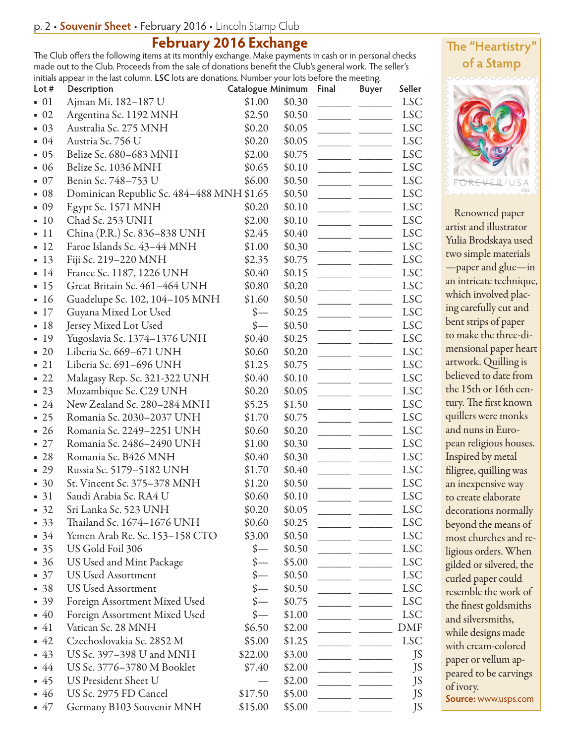## February 2016 Exchange

The Club offers the following items at its monthly exchange. Make payments in cash or in personal checks made out to the Club. Proceeds from the sale of donations benefit the Club's general work. The seller's initials appear in the last column. **LSC** lots are donations. Number your lots before the meeting.

| Lot # | Description | Catalogue | Minimum | Final | Buyer | Seller |
|---|---|---|---|---|---|---|
| ▪ 01 | Ajman Mi. 182–187 U | $1.00 | $0.30 | ______ | ______ | LSC |
| ▪ 02 | Argentina Sc. 1192 MNH | $2.50 | $0.50 | ______ | ______ | LSC |
| ▪ 03 | Australia Sc. 275 MNH | $0.20 | $0.05 | ______ | ______ | LSC |
| ▪ 04 | Austria Sc. 756 U | $0.20 | $0.05 | ______ | ______ | LSC |
| ▪ 05 | Belize Sc. 680–683 MNH | $2.00 | $0.75 | ______ | ______ | LSC |
| ▪ 06 | Belize Sc. 1036 MNH | $0.65 | $0.10 | ______ | ______ | LSC |
| ▪ 07 | Benin Sc. 748–753 U | $6.00 | $0.50 | ______ | ______ | LSC |
| ▪ 08 | Dominican Republic Sc. 484–488 MNH | $1.65 | $0.50 | ______ | ______ | LSC |
| ▪ 09 | Egypt Sc. 1571 MNH | $0.20 | $0.10 | ______ | ______ | LSC |
| ▪ 10 | Chad Sc. 253 UNH | $2.00 | $0.10 | ______ | ______ | LSC |
| ▪ 11 | China (P.R.) Sc. 836–838 UNH | $2.45 | $0.40 | ______ | ______ | LSC |
| ▪ 12 | Faroe Islands Sc. 43–44 MNH | $1.00 | $0.30 | ______ | ______ | LSC |
| ▪ 13 | Fiji Sc. 219–220 MNH | $2.35 | $0.75 | ______ | ______ | LSC |
| ▪ 14 | France Sc. 1187, 1226 UNH | $0.40 | $0.15 | ______ | ______ | LSC |
| ▪ 15 | Great Britain Sc. 461–464 UNH | $0.80 | $0.20 | ______ | ______ | LSC |
| ▪ 16 | Guadelupe Sc. 102, 104–105 MNH | $1.60 | $0.50 | ______ | ______ | LSC |
| ▪ 17 | Guyana Mixed Lot Used | $— | $0.25 | ______ | ______ | LSC |
| ▪ 18 | Jersey Mixed Lot Used | $— | $0.50 | ______ | ______ | LSC |
| ▪ 19 | Yugoslavia Sc. 1374–1376 UNH | $0.40 | $0.25 | ______ | ______ | LSC |
| ▪ 20 | Liberia Sc. 669–671 UNH | $0.60 | $0.20 | ______ | ______ | LSC |
| ▪ 21 | Liberia Sc. 691–696 UNH | $1.25 | $0.75 | ______ | ______ | LSC |
| ▪ 22 | Malagasy Rep. Sc. 321-322 UNH | $0.40 | $0.10 | ______ | ______ | LSC |
| ▪ 23 | Mozambique Sc. C29 UNH | $0.20 | $0.05 | ______ | ______ | LSC |
| ▪ 24 | New Zealand Sc. 280–284 MNH | $5.25 | $1.50 | ______ | ______ | LSC |
| ▪ 25 | Romania Sc. 2030–2037 UNH | $1.70 | $0.75 | ______ | ______ | LSC |
| ▪ 26 | Romania Sc. 2249–2251 UNH | $0.60 | $0.20 | ______ | ______ | LSC |
| ▪ 27 | Romania Sc. 2486–2490 UNH | $1.00 | $0.30 | ______ | ______ | LSC |
| ▪ 28 | Romania Sc. B426 MNH | $0.40 | $0.30 | ______ | ______ | LSC |
| ▪ 29 | Russia Sc. 5179–5182 UNH | $1.70 | $0.40 | ______ | ______ | LSC |
| ▪ 30 | St. Vincent Sc. 375–378 MNH | $1.20 | $0.50 | ______ | ______ | LSC |
| ▪ 31 | Saudi Arabia Sc. RA4 U | $0.60 | $0.10 | ______ | ______ | LSC |
| ▪ 32 | Sri Lanka Sc. 523 UNH | $0.20 | $0.05 | ______ | ______ | LSC |
| ▪ 33 | Thailand Sc. 1674–1676 UNH | $0.60 | $0.25 | ______ | ______ | LSC |
| ▪ 34 | Yemen Arab Re. Sc. 153–158 CTO | $3.00 | $0.50 | ______ | ______ | LSC |
| ▪ 35 | US Gold Foil 306 | $— | $0.50 | ______ | ______ | LSC |
| ▪ 36 | US Used and Mint Package | $— | $5.00 | ______ | ______ | LSC |
| ▪ 37 | US Used Assortment | $— | $0.50 | ______ | ______ | LSC |
| ▪ 38 | US Used Assortment | $— | $0.50 | ______ | ______ | LSC |
| ▪ 39 | Foreign Assortment Mixed Used | $— | $0.75 | ______ | ______ | LSC |
| ▪ 40 | Foreign Assortment Mixed Used | $— | $1.00 | ______ | ______ | LSC |
| ▪ 41 | Vatican Sc. 28 MNH | $6.50 | $2.00 | ______ | ______ | DMF |
| ▪ 42 | Czechoslovakia Sc. 2852 M | $5.00 | $1.25 | ______ | ______ | LSC |
| ▪ 43 | US Sc. 397–398 U and MNH | $22.00 | $3.00 | ______ | ______ | JS |
| ▪ 44 | US Sc. 3776–3780 M Booklet | $7.40 | $2.00 | ______ | ______ | JS |
| ▪ 45 | US President Sheet U | — | $2.00 | ______ | ______ | JS |
| ▪ 46 | US Sc. 2975 FD Cancel | $17.50 | $5.00 | ______ | ______ | JS |
| ▪ 47 | Germany B103 Souvenir MNH | $15.00 | $5.00 | ______ | ______ | JS |

### The "Heartistry" of a Stamp

FOREVER/USA 2016

Renowned paper artist and illustrator Yulia Brodskaya used two simple materials—paper and glue—in an intricate technique, which involved placing carefully cut and bent strips of paper to make the three-dimensional paper heart artwork. Quilling is believed to date from the 15th or 16th century. The first known quillers were monks and nuns in European religious houses. Inspired by metal filigree, quilling was an inexpensive way to create elaborate decorations normally beyond the means of most churches and religious orders. When gilded or silvered, the curled paper could resemble the work of the finest goldsmiths and silversmiths, while designs made with cream-colored paper or vellum appeared to be carvings of ivory.

**Source:** www.usps.com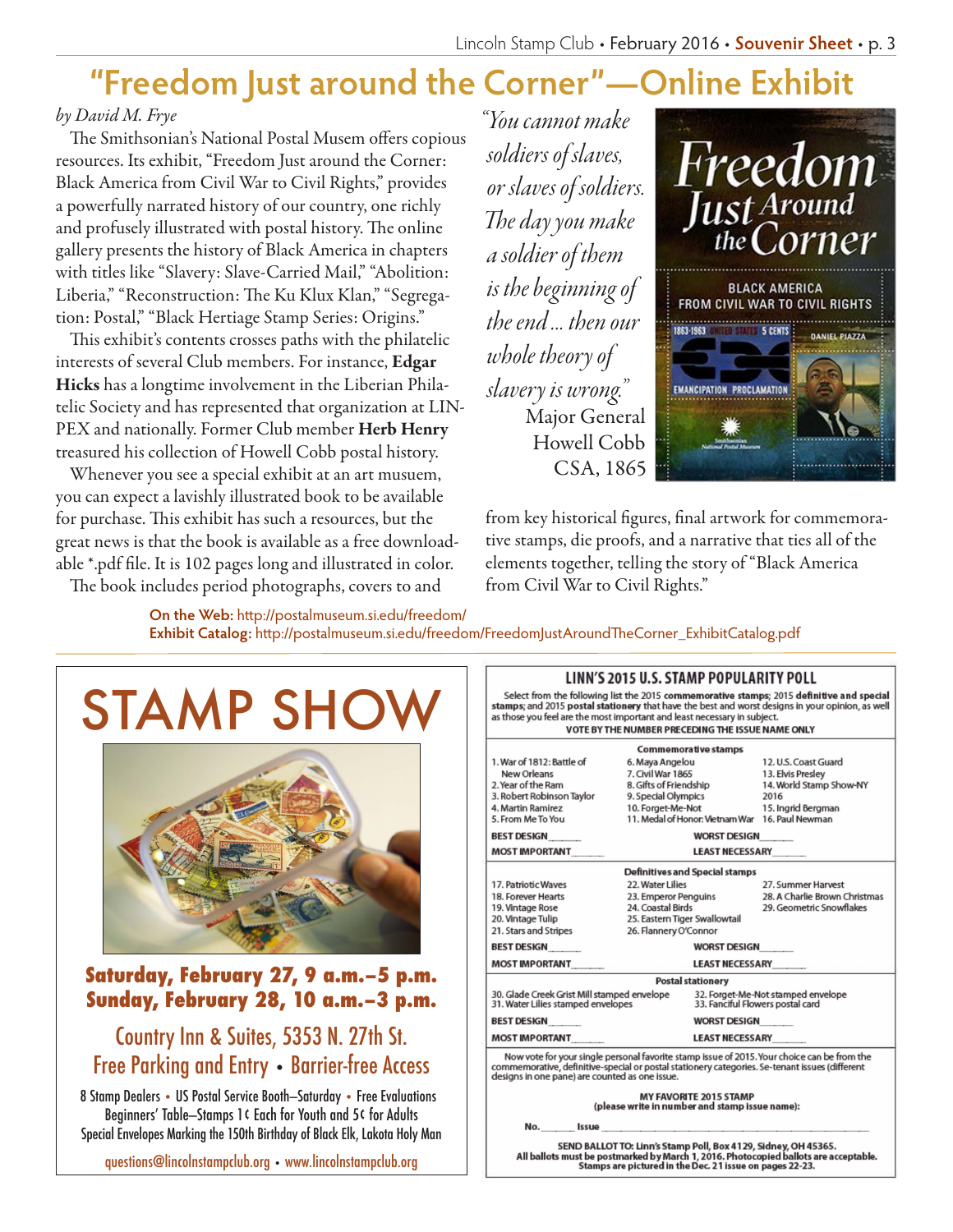# "Freedom Just around the Corner"—Online Exhibit

*by David M. Frye*

The Smithsonian's National Postal Musem offers copious resources. Its exhibit, "Freedom Just around the Corner: Black America from Civil War to Civil Rights," provides a powerfully narrated history of our country, one richly and profusely illustrated with postal history. The online gallery presents the history of Black America in chapters with titles like "Slavery: Slave-Carried Mail," "Abolition: Liberia," "Reconstruction: The Ku Klux Klan," "Segregation: Postal," "Black Hertiage Stamp Series: Origins."

This exhibit's contents crosses paths with the philatelic interests of several Club members. For instance, **Edgar Hicks** has a longtime involvement in the Liberian Philatelic Society and has represented that organization at LINPEX and nationally. Former Club member **Herb Henry** treasured his collection of Howell Cobb postal history.

Whenever you see a special exhibit at an art museum, you can expect a lavishly illustrated book to be available for purchase. This exhibit has such a resources, but the great news is that the book is available as a free downloadable *.pdf file. It is 102 pages long and illustrated in color.

The book includes period photographs, covers to and from key historical figures, final artwork for commemorative stamps, die proofs, and a narrative that ties all of the elements together, telling the story of "Black America from Civil War to Civil Rights."

*"You cannot make soldiers of slaves, or slaves of soldiers. The day you make a soldier of them is the beginning of the end ... then our whole theory of slavery is wrong."*

Major General Howell Cobb CSA, 1865

**On the Web:** http://postalmuseum.si.edu/freedom/
**Exhibit Catalog:** http://postalmuseum.si.edu/freedom/FreedomJustAroundTheCorner_ExhibitCatalog.pdf

---

# STAMP SHOW

**Saturday, February 27, 9 a.m.–5 p.m.**
**Sunday, February 28, 10 a.m.–3 p.m.**

Country Inn & Suites, 5353 N. 27th St.
Free Parking and Entry • Barrier-free Access

8 Stamp Dealers • US Postal Service Booth–Saturday • Free Evaluations
Beginners' Table–Stamps 1¢ Each for Youth and 5¢ for Adults
Special Envelopes Marking the 150th Birthday of Black Elk, Lakota Holy Man

questions@lincolnstampclub.org • www.lincolnstampclub.org

---

## LINN'S 2015 U.S. STAMP POPULARITY POLL

Select from the following list the 2015 **commemorative stamps**; 2015 **definitive and special stamps**; and 2015 **postal stationery** that have the best and worst designs in your opinion, as well as those you feel are the most important and least necessary in subject.

**VOTE BY THE NUMBER PRECEDING THE ISSUE NAME ONLY**

### Commemorative stamps

1. War of 1812: Battle of New Orleans
2. Year of the Ram
3. Robert Robinson Taylor
4. Martin Ramirez
5. From Me To You
6. Maya Angelou
7. Civil War 1865
8. Gifts of Friendship
9. Special Olympics
10. Forget-Me-Not
11. Medal of Honor: Vietnam War
12. U.S. Coast Guard
13. Elvis Presley
14. World Stamp Show-NY 2016
15. Ingrid Bergman
16. Paul Newman

BEST DESIGN_____ WORST DESIGN_____
MOST IMPORTANT_____ LEAST NECESSARY_____

### Definitives and Special stamps

17. Patriotic Waves
18. Forever Hearts
19. Vintage Rose
20. Vintage Tulip
21. Stars and Stripes
22. Water Lilies
23. Emperor Penguins
24. Coastal Birds
25. Eastern Tiger Swallowtail
26. Flannery O'Connor
27. Summer Harvest
28. A Charlie Brown Christmas
29. Geometric Snowflakes

BEST DESIGN_____ WORST DESIGN_____
MOST IMPORTANT_____ LEAST NECESSARY_____

### Postal stationery

30. Glade Creek Grist Mill stamped envelope
31. Water Lilies stamped envelopes
32. Forget-Me-Not stamped envelope
33. Fanciful Flowers postal card

BEST DESIGN_____ WORST DESIGN_____
MOST IMPORTANT_____ LEAST NECESSARY_____

Now vote for your single personal favorite stamp issue of 2015. Your choice can be from the commemorative, definitive-special or postal stationery categories. Se-tenant issues (different designs in one pane) are counted as one issue.

**MY FAVORITE 2015 STAMP**
**(please write in number and stamp issue name):**

No._____ Issue_____________________

**SEND BALLOT TO: Linn's Stamp Poll, Box 4129, Sidney, OH 45365.**
**All ballots must be postmarked by March 1, 2016. Photocopied ballots are acceptable.**
**Stamps are pictured in the Dec. 21 issue on pages 22-23.**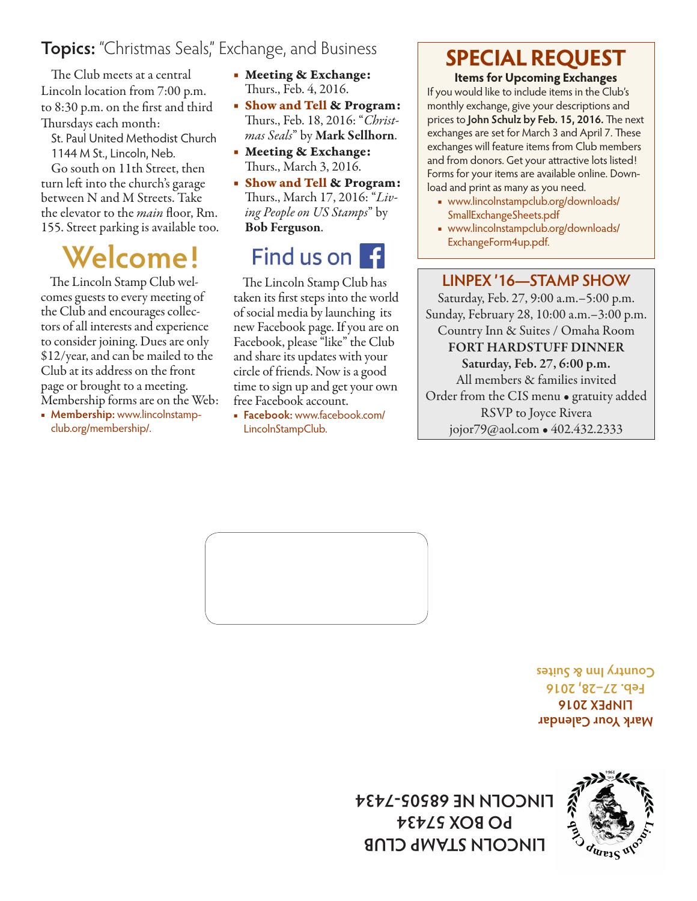## Topics: "Christmas Seals," Exchange, and Business

The Club meets at a central Lincoln location from 7:00 p.m. to 8:30 p.m. on the first and third Thursdays each month:

St. Paul United Methodist Church
1144 M St., Lincoln, Neb.

Go south on 11th Street, then turn left into the church's garage between N and M Streets. Take the elevator to the *main* floor, Rm. 155. Street parking is available too.

- **Meeting & Exchange:** Thurs., Feb. 4, 2016.
- **Show and Tell & Program:** Thurs., Feb. 18, 2016: "*Christmas Seals*" by **Mark Sellhorn**.
- **Meeting & Exchange:** Thurs., March 3, 2016.
- **Show and Tell & Program:** Thurs., March 17, 2016: "*Living People on US Stamps*" by **Bob Ferguson**.

# Welcome!

The Lincoln Stamp Club welcomes guests to every meeting of the Club and encourages collectors of all interests and experience to consider joining. Dues are only $12/year, and can be mailed to the Club at its address on the front page or brought to a meeting. Membership forms are on the Web:

- **Membership:** www.lincolnstamp-club.org/membership/.

## Find us on f

The Lincoln Stamp Club has taken its first steps into the world of social media by launching its new Facebook page. If you are on Facebook, please "like" the Club and share its updates with your circle of friends. Now is a good time to sign up and get your own free Facebook account.

- **Facebook:** www.facebook.com/LincolnStampClub.

# SPECIAL REQUEST

**Items for Upcoming Exchanges**

If you would like to include items in the Club's monthly exchange, give your descriptions and prices to **John Schulz by Feb. 15, 2016.** The next exchanges are set for March 3 and April 7. These exchanges will feature items from Club members and from donors. Get your attractive lots listed! Forms for your items are available online. Download and print as many as you need.

- www.lincolnstampclub.org/downloads/SmallExchangeSheets.pdf
- www.lincolnstampclub.org/downloads/ExchangeForm4up.pdf.

## LINPEX '16—STAMP SHOW

Saturday, Feb. 27, 9:00 a.m.–5:00 p.m.
Sunday, February 28, 10:00 a.m.–3:00 p.m.
Country Inn & Suites / Omaha Room

**FORT HARDSTUFF DINNER**

**Saturday, Feb. 27, 6:00 p.m.**

All members & families invited
Order from the CIS menu • gratuity added
RSVP to Joyce Rivera
jojor79@aol.com • 402.432.2333

**Mark Your Calendar**
**LINPEX 2016**
**Feb. 27–28, 2016**
**Country Inn & Suites**

Lincoln Stamp Club 1961

LINCOLN STAMP CLUB
PO BOX 57434
LINCOLN NE 68505-7434